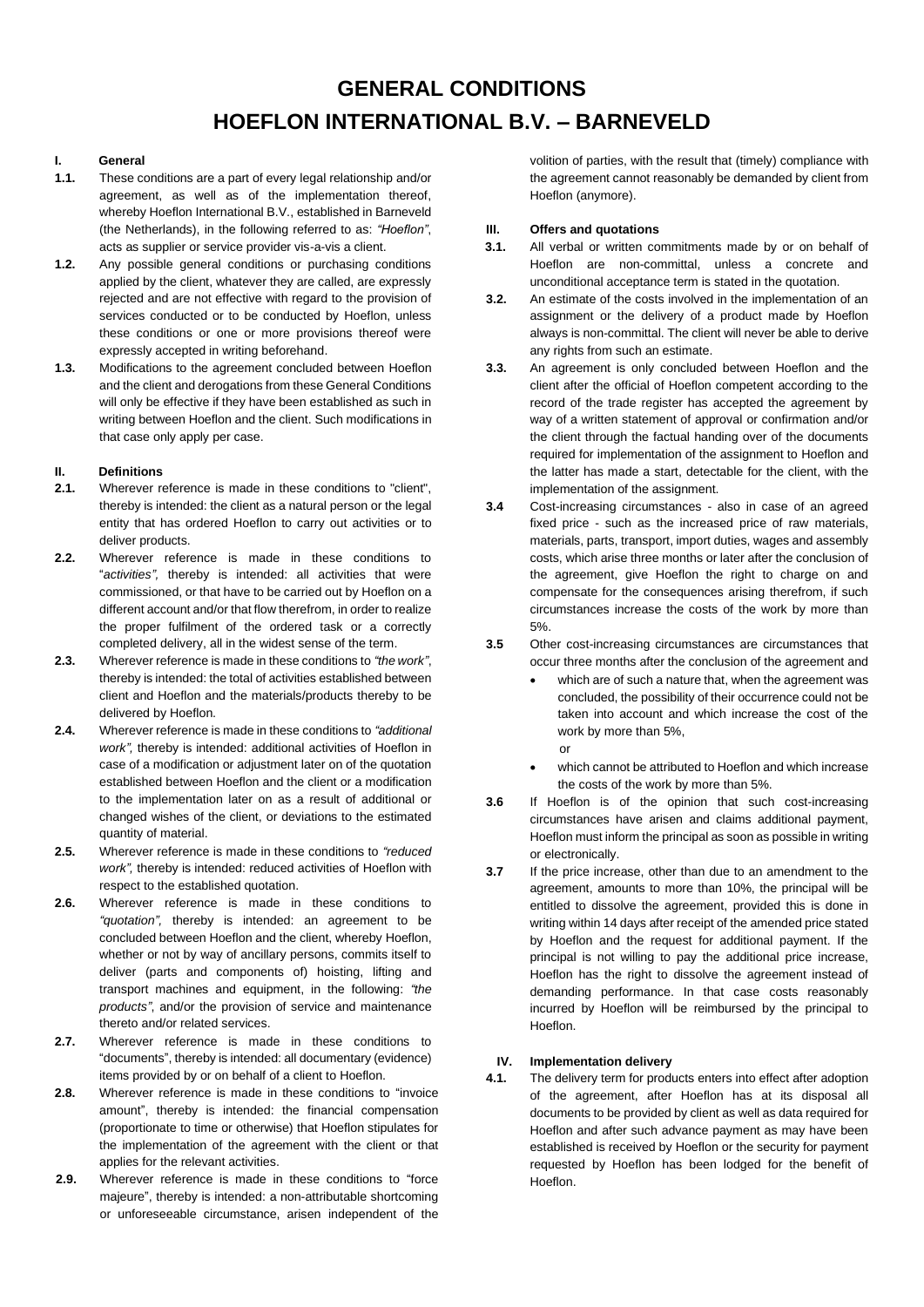# GENERAL CONDITIONS
# HOEFLON INTERNATIONAL B.V. – BARNEVELD

## I. General

**1.1.** These conditions are a part of every legal relationship and/or agreement, as well as of the implementation thereof, whereby Hoeflon International B.V., established in Barneveld (the Netherlands), in the following referred to as: *"Hoeflon"*, acts as supplier or service provider vis-a-vis a client.

**1.2.** Any possible general conditions or purchasing conditions applied by the client, whatever they are called, are expressly rejected and are not effective with regard to the provision of services conducted or to be conducted by Hoeflon, unless these conditions or one or more provisions thereof were expressly accepted in writing beforehand.

**1.3.** Modifications to the agreement concluded between Hoeflon and the client and derogations from these General Conditions will only be effective if they have been established as such in writing between Hoeflon and the client. Such modifications in that case only apply per case.

## II. Definitions

**2.1.** Wherever reference is made in these conditions to "client", thereby is intended: the client as a natural person or the legal entity that has ordered Hoeflon to carry out activities or to deliver products.

**2.2.** Wherever reference is made in these conditions to "*activities",* thereby is intended: all activities that were commissioned, or that have to be carried out by Hoeflon on a different account and/or that flow therefrom, in order to realize the proper fulfilment of the ordered task or a correctly completed delivery, all in the widest sense of the term.

**2.3.** Wherever reference is made in these conditions to *"the work"*, thereby is intended: the total of activities established between client and Hoeflon and the materials/products thereby to be delivered by Hoeflon.

**2.4.** Wherever reference is made in these conditions to *"additional work",* thereby is intended: additional activities of Hoeflon in case of a modification or adjustment later on of the quotation established between Hoeflon and the client or a modification to the implementation later on as a result of additional or changed wishes of the client, or deviations to the estimated quantity of material.

**2.5.** Wherever reference is made in these conditions to *"reduced work",* thereby is intended: reduced activities of Hoeflon with respect to the established quotation.

**2.6.** Wherever reference is made in these conditions to *"quotation",* thereby is intended: an agreement to be concluded between Hoeflon and the client, whereby Hoeflon, whether or not by way of ancillary persons, commits itself to deliver (parts and components of) hoisting, lifting and transport machines and equipment, in the following: *"the products"*, and/or the provision of service and maintenance thereto and/or related services.

**2.7.** Wherever reference is made in these conditions to "documents", thereby is intended: all documentary (evidence) items provided by or on behalf of a client to Hoeflon.

**2.8.** Wherever reference is made in these conditions to "invoice amount", thereby is intended: the financial compensation (proportionate to time or otherwise) that Hoeflon stipulates for the implementation of the agreement with the client or that applies for the relevant activities.

**2.9.** Wherever reference is made in these conditions to "force majeure", thereby is intended: a non-attributable shortcoming or unforeseeable circumstance, arisen independent of the volition of parties, with the result that (timely) compliance with the agreement cannot reasonably be demanded by client from Hoeflon (anymore).

## III. Offers and quotations

**3.1.** All verbal or written commitments made by or on behalf of Hoeflon are non-committal, unless a concrete and unconditional acceptance term is stated in the quotation.

**3.2.** An estimate of the costs involved in the implementation of an assignment or the delivery of a product made by Hoeflon always is non-committal. The client will never be able to derive any rights from such an estimate.

**3.3.** An agreement is only concluded between Hoeflon and the client after the official of Hoeflon competent according to the record of the trade register has accepted the agreement by way of a written statement of approval or confirmation and/or the client through the factual handing over of the documents required for implementation of the assignment to Hoeflon and the latter has made a start, detectable for the client, with the implementation of the assignment.

**3.4** Cost-increasing circumstances - also in case of an agreed fixed price - such as the increased price of raw materials, materials, parts, transport, import duties, wages and assembly costs, which arise three months or later after the conclusion of the agreement, give Hoeflon the right to charge on and compensate for the consequences arising therefrom, if such circumstances increase the costs of the work by more than 5%.

**3.5** Other cost-increasing circumstances are circumstances that occur three months after the conclusion of the agreement and

- which are of such a nature that, when the agreement was concluded, the possibility of their occurrence could not be taken into account and which increase the cost of the work by more than 5%,

  or

- which cannot be attributed to Hoeflon and which increase the costs of the work by more than 5%.

**3.6** If Hoeflon is of the opinion that such cost-increasing circumstances have arisen and claims additional payment, Hoeflon must inform the principal as soon as possible in writing or electronically.

**3.7** If the price increase, other than due to an amendment to the agreement, amounts to more than 10%, the principal will be entitled to dissolve the agreement, provided this is done in writing within 14 days after receipt of the amended price stated by Hoeflon and the request for additional payment. If the principal is not willing to pay the additional price increase, Hoeflon has the right to dissolve the agreement instead of demanding performance. In that case costs reasonably incurred by Hoeflon will be reimbursed by the principal to Hoeflon.

## IV. Implementation delivery

**4.1.** The delivery term for products enters into effect after adoption of the agreement, after Hoeflon has at its disposal all documents to be provided by client as well as data required for Hoeflon and after such advance payment as may have been established is received by Hoeflon or the security for payment requested by Hoeflon has been lodged for the benefit of Hoeflon.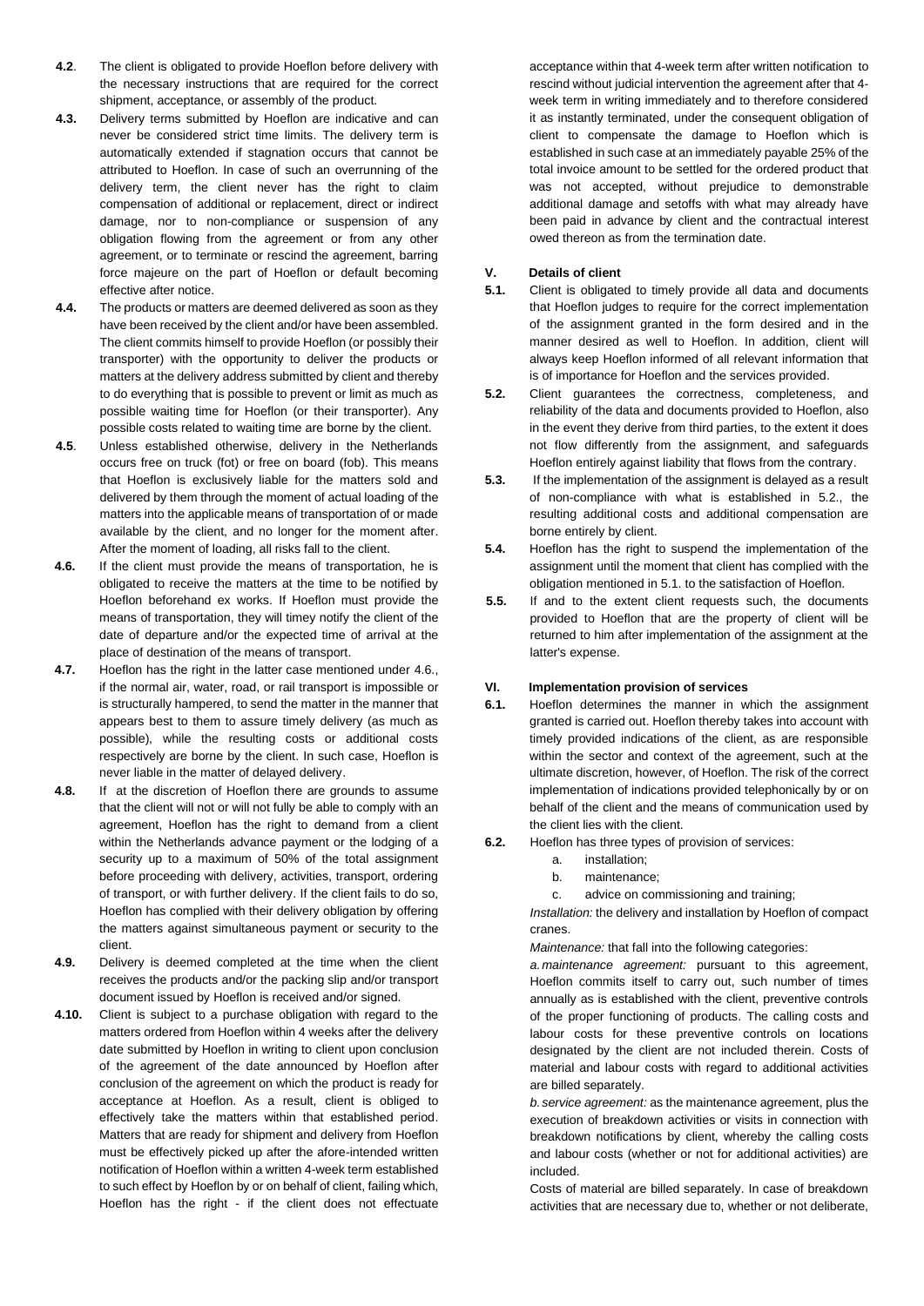**4.2**. The client is obligated to provide Hoeflon before delivery with the necessary instructions that are required for the correct shipment, acceptance, or assembly of the product.

**4.3.** Delivery terms submitted by Hoeflon are indicative and can never be considered strict time limits. The delivery term is automatically extended if stagnation occurs that cannot be attributed to Hoeflon. In case of such an overrunning of the delivery term, the client never has the right to claim compensation of additional or replacement, direct or indirect damage, nor to non-compliance or suspension of any obligation flowing from the agreement or from any other agreement, or to terminate or rescind the agreement, barring force majeure on the part of Hoeflon or default becoming effective after notice.

**4.4.** The products or matters are deemed delivered as soon as they have been received by the client and/or have been assembled. The client commits himself to provide Hoeflon (or possibly their transporter) with the opportunity to deliver the products or matters at the delivery address submitted by client and thereby to do everything that is possible to prevent or limit as much as possible waiting time for Hoeflon (or their transporter). Any possible costs related to waiting time are borne by the client.

**4.5**. Unless established otherwise, delivery in the Netherlands occurs free on truck (fot) or free on board (fob). This means that Hoeflon is exclusively liable for the matters sold and delivered by them through the moment of actual loading of the matters into the applicable means of transportation of or made available by the client, and no longer for the moment after. After the moment of loading, all risks fall to the client.

**4.6.** If the client must provide the means of transportation, he is obligated to receive the matters at the time to be notified by Hoeflon beforehand ex works. If Hoeflon must provide the means of transportation, they will timey notify the client of the date of departure and/or the expected time of arrival at the place of destination of the means of transport.

**4.7.** Hoeflon has the right in the latter case mentioned under 4.6., if the normal air, water, road, or rail transport is impossible or is structurally hampered, to send the matter in the manner that appears best to them to assure timely delivery (as much as possible), while the resulting costs or additional costs respectively are borne by the client. In such case, Hoeflon is never liable in the matter of delayed delivery.

**4.8.** If at the discretion of Hoeflon there are grounds to assume that the client will not or will not fully be able to comply with an agreement, Hoeflon has the right to demand from a client within the Netherlands advance payment or the lodging of a security up to a maximum of 50% of the total assignment before proceeding with delivery, activities, transport, ordering of transport, or with further delivery. If the client fails to do so, Hoeflon has complied with their delivery obligation by offering the matters against simultaneous payment or security to the client.

**4.9.** Delivery is deemed completed at the time when the client receives the products and/or the packing slip and/or transport document issued by Hoeflon is received and/or signed.

**4.10.** Client is subject to a purchase obligation with regard to the matters ordered from Hoeflon within 4 weeks after the delivery date submitted by Hoeflon in writing to client upon conclusion of the agreement of the date announced by Hoeflon after conclusion of the agreement on which the product is ready for acceptance at Hoeflon. As a result, client is obliged to effectively take the matters within that established period. Matters that are ready for shipment and delivery from Hoeflon must be effectively picked up after the afore-intended written notification of Hoeflon within a written 4-week term established to such effect by Hoeflon by or on behalf of client, failing which, Hoeflon has the right - if the client does not effectuate acceptance within that 4-week term after written notification to rescind without judicial intervention the agreement after that 4-week term in writing immediately and to therefore considered it as instantly terminated, under the consequent obligation of client to compensate the damage to Hoeflon which is established in such case at an immediately payable 25% of the total invoice amount to be settled for the ordered product that was not accepted, without prejudice to demonstrable additional damage and setoffs with what may already have been paid in advance by client and the contractual interest owed thereon as from the termination date.

## V. Details of client

**5.1.** Client is obligated to timely provide all data and documents that Hoeflon judges to require for the correct implementation of the assignment granted in the form desired and in the manner desired as well to Hoeflon. In addition, client will always keep Hoeflon informed of all relevant information that is of importance for Hoeflon and the services provided.

**5.2.** Client guarantees the correctness, completeness, and reliability of the data and documents provided to Hoeflon, also in the event they derive from third parties, to the extent it does not flow differently from the assignment, and safeguards Hoeflon entirely against liability that flows from the contrary.

**5.3.** If the implementation of the assignment is delayed as a result of non-compliance with what is established in 5.2., the resulting additional costs and additional compensation are borne entirely by client.

**5.4.** Hoeflon has the right to suspend the implementation of the assignment until the moment that client has complied with the obligation mentioned in 5.1. to the satisfaction of Hoeflon.

**5.5.** If and to the extent client requests such, the documents provided to Hoeflon that are the property of client will be returned to him after implementation of the assignment at the latter's expense.

## VI. Implementation provision of services

**6.1.** Hoeflon determines the manner in which the assignment granted is carried out. Hoeflon thereby takes into account with timely provided indications of the client, as are responsible within the sector and context of the agreement, such at the ultimate discretion, however, of Hoeflon. The risk of the correct implementation of indications provided telephonically by or on behalf of the client and the means of communication used by the client lies with the client.

**6.2.** Hoeflon has three types of provision of services:

a. installation;
b. maintenance;
c. advice on commissioning and training;

*Installation:* the delivery and installation by Hoeflon of compact cranes.

*Maintenance:* that fall into the following categories:

*a. maintenance agreement:* pursuant to this agreement, Hoeflon commits itself to carry out, such number of times annually as is established with the client, preventive controls of the proper functioning of products. The calling costs and labour costs for these preventive controls on locations designated by the client are not included therein. Costs of material and labour costs with regard to additional activities are billed separately.

*b. service agreement:* as the maintenance agreement, plus the execution of breakdown activities or visits in connection with breakdown notifications by client, whereby the calling costs and labour costs (whether or not for additional activities) are included.

Costs of material are billed separately. In case of breakdown activities that are necessary due to, whether or not deliberate,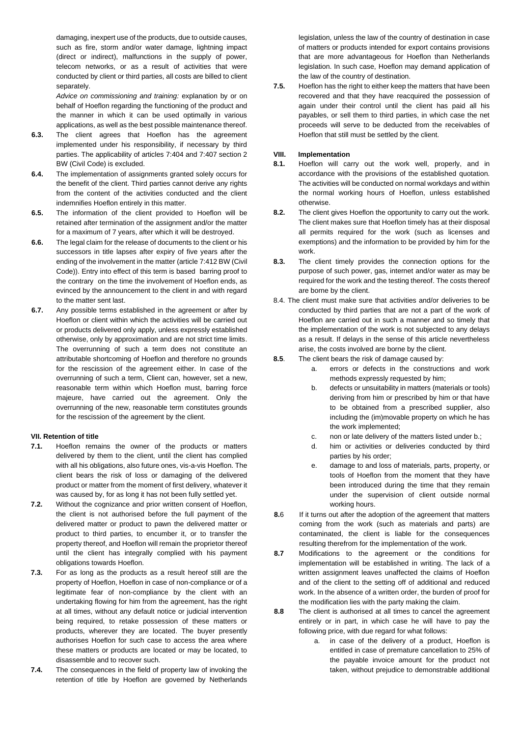damaging, inexpert use of the products, due to outside causes, such as fire, storm and/or water damage, lightning impact (direct or indirect), malfunctions in the supply of power, telecom networks, or as a result of activities that were conducted by client or third parties, all costs are billed to client separately.

*Advice on commissioning and training:* explanation by or on behalf of Hoeflon regarding the functioning of the product and the manner in which it can be used optimally in various applications, as well as the best possible maintenance thereof.

**6.3.** The client agrees that Hoeflon has the agreement implemented under his responsibility, if necessary by third parties. The applicability of articles 7:404 and 7:407 section 2 BW (Civil Code) is excluded.

**6.4.** The implementation of assignments granted solely occurs for the benefit of the client. Third parties cannot derive any rights from the content of the activities conducted and the client indemnifies Hoeflon entirely in this matter.

**6.5.** The information of the client provided to Hoeflon will be retained after termination of the assignment and/or the matter for a maximum of 7 years, after which it will be destroyed.

**6.6.** The legal claim for the release of documents to the client or his successors in title lapses after expiry of five years after the ending of the involvement in the matter (article 7:412 BW (Civil Code)). Entry into effect of this term is based barring proof to the contrary on the time the involvement of Hoeflon ends, as evinced by the announcement to the client in and with regard to the matter sent last.

**6.7.** Any possible terms established in the agreement or after by Hoeflon or client within which the activities will be carried out or products delivered only apply, unless expressly established otherwise, only by approximation and are not strict time limits. The overrunning of such a term does not constitute an attributable shortcoming of Hoeflon and therefore no grounds for the rescission of the agreement either. In case of the overrunning of such a term, Client can, however, set a new, reasonable term within which Hoeflon must, barring force majeure, have carried out the agreement. Only the overrunning of the new, reasonable term constitutes grounds for the rescission of the agreement by the client.

## VII. Retention of title

**7.1.** Hoeflon remains the owner of the products or matters delivered by them to the client, until the client has complied with all his obligations, also future ones, vis-a-vis Hoeflon. The client bears the risk of loss or damaging of the delivered product or matter from the moment of first delivery, whatever it was caused by, for as long it has not been fully settled yet.

**7.2.** Without the cognizance and prior written consent of Hoeflon, the client is not authorised before the full payment of the delivered matter or product to pawn the delivered matter or product to third parties, to encumber it, or to transfer the property thereof, and Hoeflon will remain the proprietor thereof until the client has integrally complied with his payment obligations towards Hoeflon.

**7.3.** For as long as the products as a result hereof still are the property of Hoeflon, Hoeflon in case of non-compliance or of a legitimate fear of non-compliance by the client with an undertaking flowing for him from the agreement, has the right at all times, without any default notice or judicial intervention being required, to retake possession of these matters or products, wherever they are located. The buyer presently authorises Hoeflon for such case to access the area where these matters or products are located or may be located, to disassemble and to recover such.

**7.4.** The consequences in the field of property law of invoking the retention of title by Hoeflon are governed by Netherlands legislation, unless the law of the country of destination in case of matters or products intended for export contains provisions that are more advantageous for Hoeflon than Netherlands legislation. In such case, Hoeflon may demand application of the law of the country of destination.

**7.5.** Hoeflon has the right to either keep the matters that have been recovered and that they have reacquired the possession of again under their control until the client has paid all his payables, or sell them to third parties, in which case the net proceeds will serve to be deducted from the receivables of Hoeflon that still must be settled by the client.

## VIII. Implementation

**8.1.** Hoeflon will carry out the work well, properly, and in accordance with the provisions of the established quotation. The activities will be conducted on normal workdays and within the normal working hours of Hoeflon, unless established otherwise.

**8.2.** The client gives Hoeflon the opportunity to carry out the work. The client makes sure that Hoeflon timely has at their disposal all permits required for the work (such as licenses and exemptions) and the information to be provided by him for the work.

**8.3.** The client timely provides the connection options for the purpose of such power, gas, internet and/or water as may be required for the work and the testing thereof. The costs thereof are borne by the client.

8.4. The client must make sure that activities and/or deliveries to be conducted by third parties that are not a part of the work of Hoeflon are carried out in such a manner and so timely that the implementation of the work is not subjected to any delays as a result. If delays in the sense of this article nevertheless arise, the costs involved are borne by the client.

**8.5**. The client bears the risk of damage caused by:

a. errors or defects in the constructions and work methods expressly requested by him;
b. defects or unsuitability in matters (materials or tools) deriving from him or prescribed by him or that have to be obtained from a prescribed supplier, also including the (im)movable property on which he has the work implemented;
c. non or late delivery of the matters listed under b.;
d. him or activities or deliveries conducted by third parties by his order;
e. damage to and loss of materials, parts, property, or tools of Hoeflon from the moment that they have been introduced during the time that they remain under the supervision of client outside normal working hours.

**8.**6 If it turns out after the adoption of the agreement that matters coming from the work (such as materials and parts) are contaminated, the client is liable for the consequences resulting therefrom for the implementation of the work.

**8.7** Modifications to the agreement or the conditions for implementation will be established in writing. The lack of a written assignment leaves unaffected the claims of Hoeflon and of the client to the setting off of additional and reduced work. In the absence of a written order, the burden of proof for the modification lies with the party making the claim.

**8.8** The client is authorised at all times to cancel the agreement entirely or in part, in which case he will have to pay the following price, with due regard for what follows:

a. in case of the delivery of a product, Hoeflon is entitled in case of premature cancellation to 25% of the payable invoice amount for the product not taken, without prejudice to demonstrable additional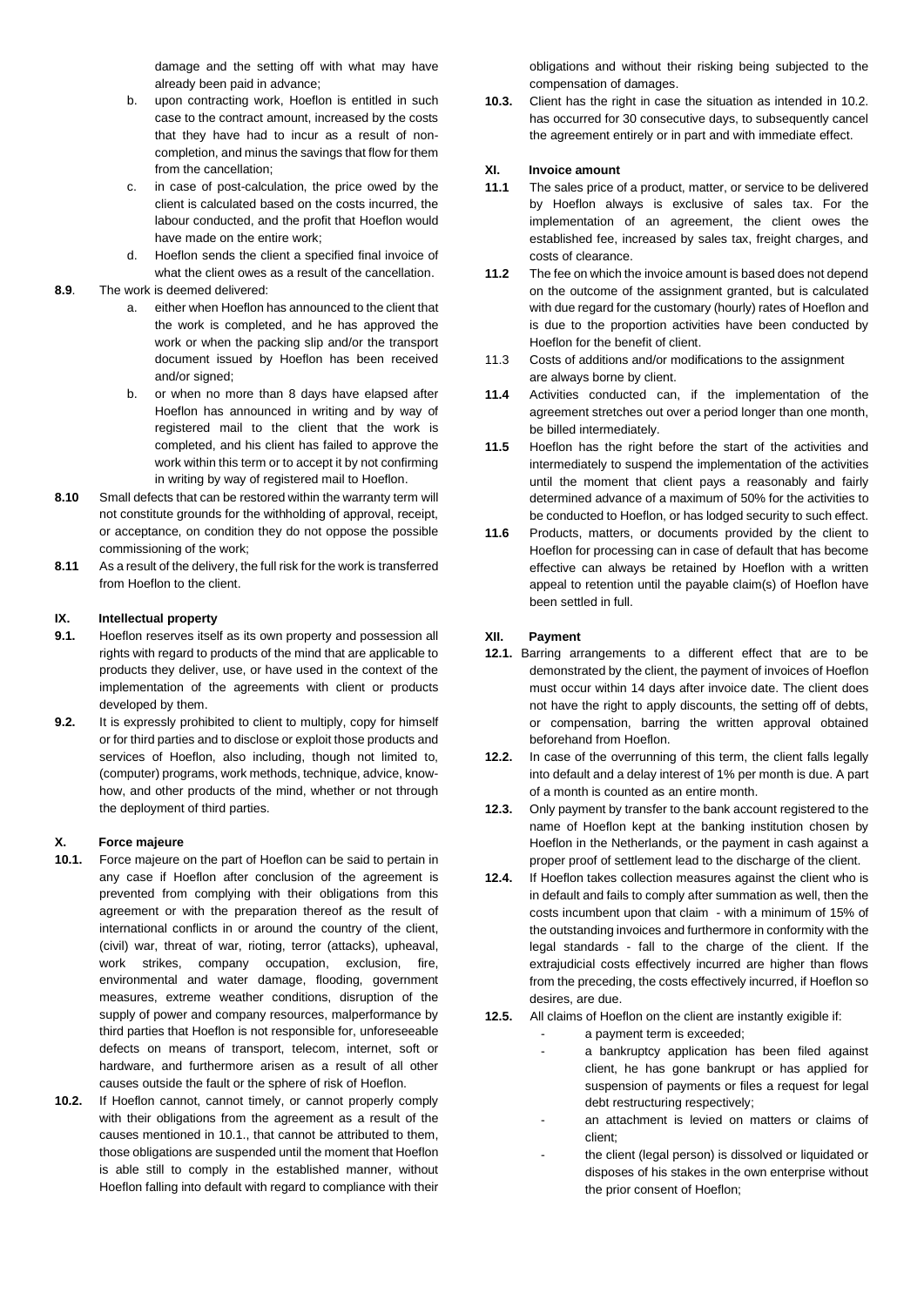damage and the setting off with what may have already been paid in advance;

b. upon contracting work, Hoeflon is entitled in such case to the contract amount, increased by the costs that they have had to incur as a result of non-completion, and minus the savings that flow for them from the cancellation;

c. in case of post-calculation, the price owed by the client is calculated based on the costs incurred, the labour conducted, and the profit that Hoeflon would have made on the entire work;

d. Hoeflon sends the client a specified final invoice of what the client owes as a result of the cancellation.

**8.9**. The work is deemed delivered:

a. either when Hoeflon has announced to the client that the work is completed, and he has approved the work or when the packing slip and/or the transport document issued by Hoeflon has been received and/or signed;

b. or when no more than 8 days have elapsed after Hoeflon has announced in writing and by way of registered mail to the client that the work is completed, and his client has failed to approve the work within this term or to accept it by not confirming in writing by way of registered mail to Hoeflon.

**8.10** Small defects that can be restored within the warranty term will not constitute grounds for the withholding of approval, receipt, or acceptance, on condition they do not oppose the possible commissioning of the work;

**8.11** As a result of the delivery, the full risk for the work is transferred from Hoeflon to the client.

## IX. Intellectual property

**9.1.** Hoeflon reserves itself as its own property and possession all rights with regard to products of the mind that are applicable to products they deliver, use, or have used in the context of the implementation of the agreements with client or products developed by them.

**9.2.** It is expressly prohibited to client to multiply, copy for himself or for third parties and to disclose or exploit those products and services of Hoeflon, also including, though not limited to, (computer) programs, work methods, technique, advice, know-how, and other products of the mind, whether or not through the deployment of third parties.

## X. Force majeure

**10.1.** Force majeure on the part of Hoeflon can be said to pertain in any case if Hoeflon after conclusion of the agreement is prevented from complying with their obligations from this agreement or with the preparation thereof as the result of international conflicts in or around the country of the client, (civil) war, threat of war, rioting, terror (attacks), upheaval, work strikes, company occupation, exclusion, fire, environmental and water damage, flooding, government measures, extreme weather conditions, disruption of the supply of power and company resources, malperformance by third parties that Hoeflon is not responsible for, unforeseeable defects on means of transport, telecom, internet, soft or hardware, and furthermore arisen as a result of all other causes outside the fault or the sphere of risk of Hoeflon.

**10.2.** If Hoeflon cannot, cannot timely, or cannot properly comply with their obligations from the agreement as a result of the causes mentioned in 10.1., that cannot be attributed to them, those obligations are suspended until the moment that Hoeflon is able still to comply in the established manner, without Hoeflon falling into default with regard to compliance with their obligations and without their risking being subjected to the compensation of damages.

**10.3.** Client has the right in case the situation as intended in 10.2. has occurred for 30 consecutive days, to subsequently cancel the agreement entirely or in part and with immediate effect.

## XI. Invoice amount

**11.1** The sales price of a product, matter, or service to be delivered by Hoeflon always is exclusive of sales tax. For the implementation of an agreement, the client owes the established fee, increased by sales tax, freight charges, and costs of clearance.

**11.2** The fee on which the invoice amount is based does not depend on the outcome of the assignment granted, but is calculated with due regard for the customary (hourly) rates of Hoeflon and is due to the proportion activities have been conducted by Hoeflon for the benefit of client.

11.3 Costs of additions and/or modifications to the assignment are always borne by client.

**11.4** Activities conducted can, if the implementation of the agreement stretches out over a period longer than one month, be billed intermediately.

**11.5** Hoeflon has the right before the start of the activities and intermediately to suspend the implementation of the activities until the moment that client pays a reasonably and fairly determined advance of a maximum of 50% for the activities to be conducted to Hoeflon, or has lodged security to such effect.

**11.6** Products, matters, or documents provided by the client to Hoeflon for processing can in case of default that has become effective can always be retained by Hoeflon with a written appeal to retention until the payable claim(s) of Hoeflon have been settled in full.

## XII. Payment

**12.1.** Barring arrangements to a different effect that are to be demonstrated by the client, the payment of invoices of Hoeflon must occur within 14 days after invoice date. The client does not have the right to apply discounts, the setting off of debts, or compensation, barring the written approval obtained beforehand from Hoeflon.

**12.2.** In case of the overrunning of this term, the client falls legally into default and a delay interest of 1% per month is due. A part of a month is counted as an entire month.

**12.3.** Only payment by transfer to the bank account registered to the name of Hoeflon kept at the banking institution chosen by Hoeflon in the Netherlands, or the payment in cash against a proper proof of settlement lead to the discharge of the client.

**12.4.** If Hoeflon takes collection measures against the client who is in default and fails to comply after summation as well, then the costs incumbent upon that claim - with a minimum of 15% of the outstanding invoices and furthermore in conformity with the legal standards - fall to the charge of the client. If the extrajudicial costs effectively incurred are higher than flows from the preceding, the costs effectively incurred, if Hoeflon so desires, are due.

**12.5.** All claims of Hoeflon on the client are instantly exigible if:

- a payment term is exceeded;
- a bankruptcy application has been filed against client, he has gone bankrupt or has applied for suspension of payments or files a request for legal debt restructuring respectively;
- an attachment is levied on matters or claims of client;
- the client (legal person) is dissolved or liquidated or disposes of his stakes in the own enterprise without the prior consent of Hoeflon;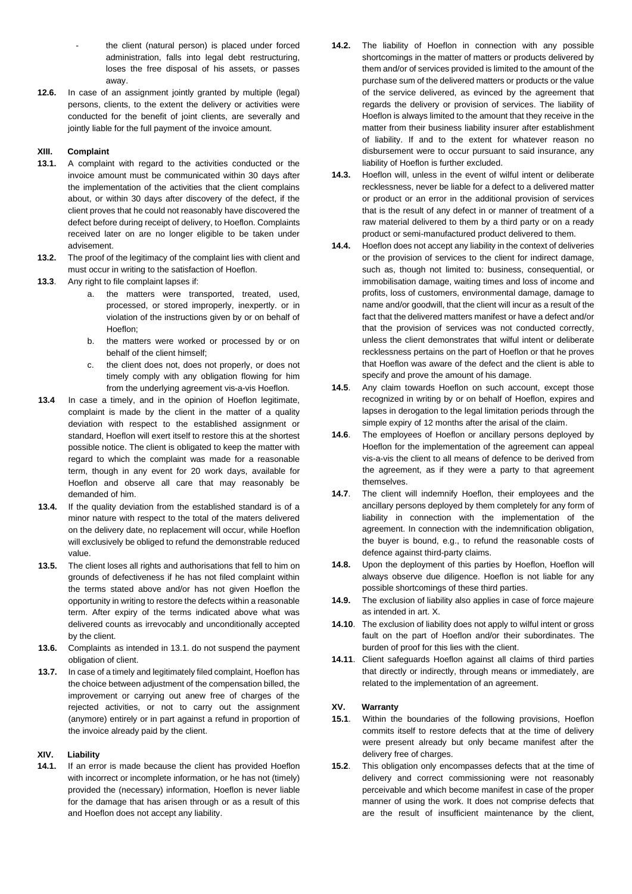- the client (natural person) is placed under forced administration, falls into legal debt restructuring, loses the free disposal of his assets, or passes away.

**12.6.** In case of an assignment jointly granted by multiple (legal) persons, clients, to the extent the delivery or activities were conducted for the benefit of joint clients, are severally and jointly liable for the full payment of the invoice amount.

## XIII. Complaint

**13.1.** A complaint with regard to the activities conducted or the invoice amount must be communicated within 30 days after the implementation of the activities that the client complains about, or within 30 days after discovery of the defect, if the client proves that he could not reasonably have discovered the defect before during receipt of delivery, to Hoeflon. Complaints received later on are no longer eligible to be taken under advisement.

**13.2.** The proof of the legitimacy of the complaint lies with client and must occur in writing to the satisfaction of Hoeflon.

**13.3**. Any right to file complaint lapses if:

a. the matters were transported, treated, used, processed, or stored improperly, inexpertly. or in violation of the instructions given by or on behalf of Hoeflon;

b. the matters were worked or processed by or on behalf of the client himself;

c. the client does not, does not properly, or does not timely comply with any obligation flowing for him from the underlying agreement vis-a-vis Hoeflon.

**13.4** In case a timely, and in the opinion of Hoeflon legitimate, complaint is made by the client in the matter of a quality deviation with respect to the established assignment or standard, Hoeflon will exert itself to restore this at the shortest possible notice. The client is obligated to keep the matter with regard to which the complaint was made for a reasonable term, though in any event for 20 work days, available for Hoeflon and observe all care that may reasonably be demanded of him.

**13.4.** If the quality deviation from the established standard is of a minor nature with respect to the total of the maters delivered on the delivery date, no replacement will occur, while Hoeflon will exclusively be obliged to refund the demonstrable reduced value.

**13.5.** The client loses all rights and authorisations that fell to him on grounds of defectiveness if he has not filed complaint within the terms stated above and/or has not given Hoeflon the opportunity in writing to restore the defects within a reasonable term. After expiry of the terms indicated above what was delivered counts as irrevocably and unconditionally accepted by the client.

**13.6.** Complaints as intended in 13.1. do not suspend the payment obligation of client.

**13.7.** In case of a timely and legitimately filed complaint, Hoeflon has the choice between adjustment of the compensation billed, the improvement or carrying out anew free of charges of the rejected activities, or not to carry out the assignment (anymore) entirely or in part against a refund in proportion of the invoice already paid by the client.

## XIV. Liability

**14.1.** If an error is made because the client has provided Hoeflon with incorrect or incomplete information, or he has not (timely) provided the (necessary) information, Hoeflon is never liable for the damage that has arisen through or as a result of this and Hoeflon does not accept any liability.

**14.2.** The liability of Hoeflon in connection with any possible shortcomings in the matter of matters or products delivered by them and/or of services provided is limited to the amount of the purchase sum of the delivered matters or products or the value of the service delivered, as evinced by the agreement that regards the delivery or provision of services. The liability of Hoeflon is always limited to the amount that they receive in the matter from their business liability insurer after establishment of liability. If and to the extent for whatever reason no disbursement were to occur pursuant to said insurance, any liability of Hoeflon is further excluded.

**14.3.** Hoeflon will, unless in the event of wilful intent or deliberate recklessness, never be liable for a defect to a delivered matter or product or an error in the additional provision of services that is the result of any defect in or manner of treatment of a raw material delivered to them by a third party or on a ready product or semi-manufactured product delivered to them.

**14.4.** Hoeflon does not accept any liability in the context of deliveries or the provision of services to the client for indirect damage, such as, though not limited to: business, consequential, or immobilisation damage, waiting times and loss of income and profits, loss of customers, environmental damage, damage to name and/or goodwill, that the client will incur as a result of the fact that the delivered matters manifest or have a defect and/or that the provision of services was not conducted correctly, unless the client demonstrates that wilful intent or deliberate recklessness pertains on the part of Hoeflon or that he proves that Hoeflon was aware of the defect and the client is able to specify and prove the amount of his damage.

**14.5**. Any claim towards Hoeflon on such account, except those recognized in writing by or on behalf of Hoeflon, expires and lapses in derogation to the legal limitation periods through the simple expiry of 12 months after the arisal of the claim.

**14.6**. The employees of Hoeflon or ancillary persons deployed by Hoeflon for the implementation of the agreement can appeal vis-a-vis the client to all means of defence to be derived from the agreement, as if they were a party to that agreement themselves.

**14.7**. The client will indemnify Hoeflon, their employees and the ancillary persons deployed by them completely for any form of liability in connection with the implementation of the agreement. In connection with the indemnification obligation, the buyer is bound, e.g., to refund the reasonable costs of defence against third-party claims.

**14.8.** Upon the deployment of this parties by Hoeflon, Hoeflon will always observe due diligence. Hoeflon is not liable for any possible shortcomings of these third parties.

**14.9.** The exclusion of liability also applies in case of force majeure as intended in art. X.

**14.10**. The exclusion of liability does not apply to wilful intent or gross fault on the part of Hoeflon and/or their subordinates. The burden of proof for this lies with the client.

**14.11**. Client safeguards Hoeflon against all claims of third parties that directly or indirectly, through means or immediately, are related to the implementation of an agreement.

## XV. Warranty

**15.1**. Within the boundaries of the following provisions, Hoeflon commits itself to restore defects that at the time of delivery were present already but only became manifest after the delivery free of charges.

**15.2**. This obligation only encompasses defects that at the time of delivery and correct commissioning were not reasonably perceivable and which become manifest in case of the proper manner of using the work. It does not comprise defects that are the result of insufficient maintenance by the client,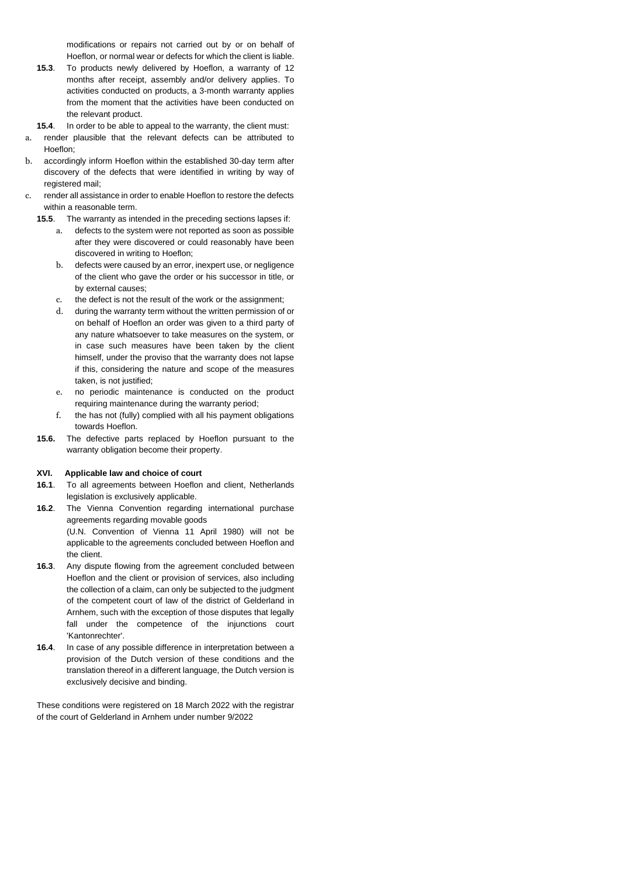modifications or repairs not carried out by or on behalf of Hoeflon, or normal wear or defects for which the client is liable.

**15.3**. To products newly delivered by Hoeflon, a warranty of 12 months after receipt, assembly and/or delivery applies. To activities conducted on products, a 3-month warranty applies from the moment that the activities have been conducted on the relevant product.

**15.4**. In order to be able to appeal to the warranty, the client must:

a. render plausible that the relevant defects can be attributed to Hoeflon;
b. accordingly inform Hoeflon within the established 30-day term after discovery of the defects that were identified in writing by way of registered mail;
c. render all assistance in order to enable Hoeflon to restore the defects within a reasonable term.

**15.5**. The warranty as intended in the preceding sections lapses if:

a. defects to the system were not reported as soon as possible after they were discovered or could reasonably have been discovered in writing to Hoeflon;
b. defects were caused by an error, inexpert use, or negligence of the client who gave the order or his successor in title, or by external causes;
c. the defect is not the result of the work or the assignment;
d. during the warranty term without the written permission of or on behalf of Hoeflon an order was given to a third party of any nature whatsoever to take measures on the system, or in case such measures have been taken by the client himself, under the proviso that the warranty does not lapse if this, considering the nature and scope of the measures taken, is not justified;
e. no periodic maintenance is conducted on the product requiring maintenance during the warranty period;
f. the has not (fully) complied with all his payment obligations towards Hoeflon.

**15.6.** The defective parts replaced by Hoeflon pursuant to the warranty obligation become their property.

**XVI. Applicable law and choice of court**

**16.1**. To all agreements between Hoeflon and client, Netherlands legislation is exclusively applicable.

**16.2**. The Vienna Convention regarding international purchase agreements regarding movable goods
(U.N. Convention of Vienna 11 April 1980) will not be applicable to the agreements concluded between Hoeflon and the client.

**16.3**. Any dispute flowing from the agreement concluded between Hoeflon and the client or provision of services, also including the collection of a claim, can only be subjected to the judgment of the competent court of law of the district of Gelderland in Arnhem, such with the exception of those disputes that legally fall under the competence of the injunctions court 'Kantonrechter'.

**16.4**. In case of any possible difference in interpretation between a provision of the Dutch version of these conditions and the translation thereof in a different language, the Dutch version is exclusively decisive and binding.

These conditions were registered on 18 March 2022 with the registrar of the court of Gelderland in Arnhem under number 9/2022